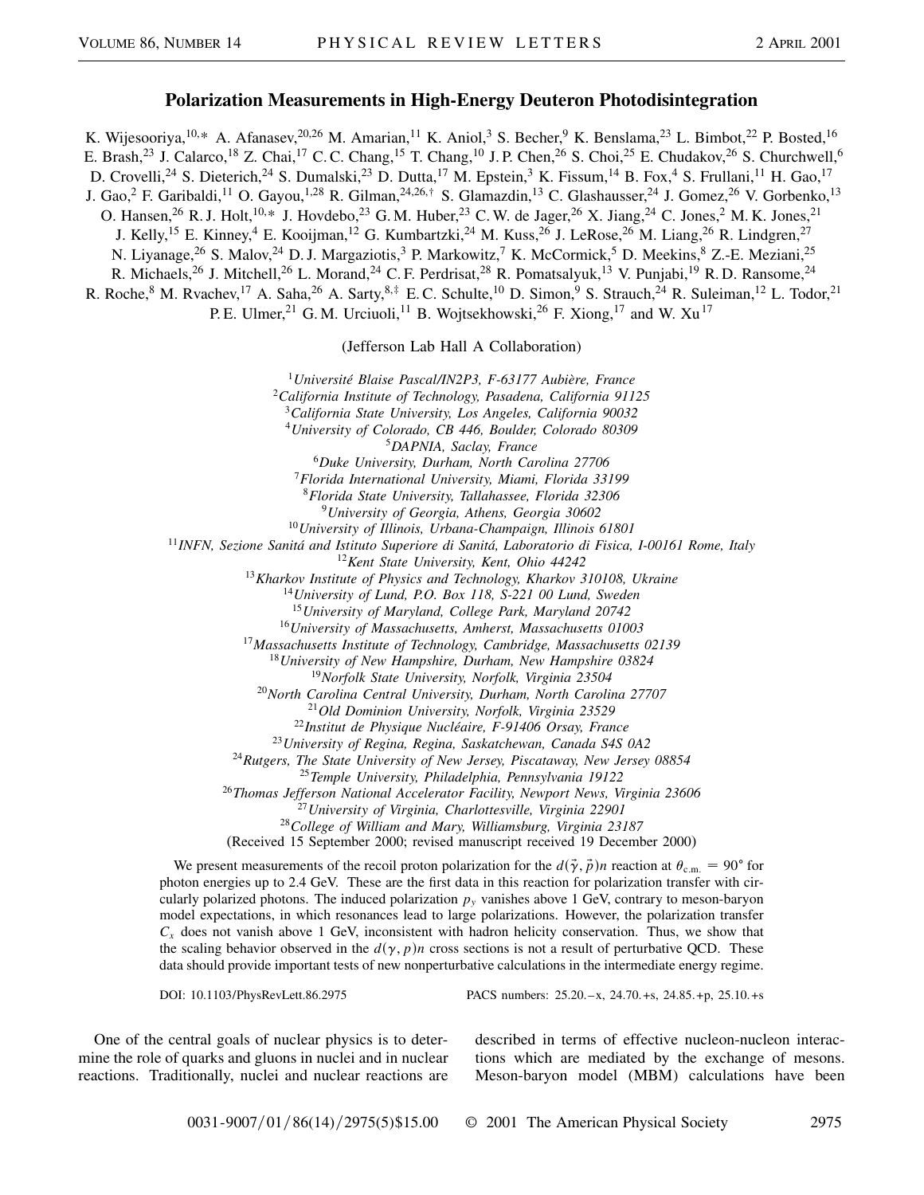# Polarization Measurements in High-Energy Deuteron Photodisintegration

K. Wijesooriya,[10,*] A. Afanasev,[20,26] M. Amarian,[11] K. Aniol,[3] S. Becher,[9] K. Benslama,[23] L. Bimbot,[22] P. Bosted,[16] E. Brash,[23] J. Calarco,[18] Z. Chai,[17] C. C. Chang,[15] T. Chang,[10] J. P. Chen,[26] S. Choi,[25] E. Chudakov,[26] S. Churchwell,[6] D. Crovelli,[24] S. Dieterich,[24] S. Dumalski,[23] D. Dutta,[17] M. Epstein,[3] K. Fissum,[14] B. Fox,[4] S. Frullani,[11] H. Gao,[17] J. Gao,[2] F. Garibaldi,[11] O. Gayou,[1,28] R. Gilman,[24,26,†] S. Glamazdin,[13] C. Glashausser,[24] J. Gomez,[26] V. Gorbenko,[13] O. Hansen,[26] R. J. Holt,[10,*] J. Hovdebo,[23] G. M. Huber,[23] C. W. de Jager,[26] X. Jiang,[24] C. Jones,[2] M. K. Jones,[21] J. Kelly,[15] E. Kinney,[4] E. Kooijman,[12] G. Kumbartzki,[24] M. Kuss,[26] J. LeRose,[26] M. Liang,[26] R. Lindgren,[27] N. Liyanage,[26] S. Malov,[24] D. J. Margaziotis,[3] P. Markowitz,[7] K. McCormick,[5] D. Meekins,[8] Z.-E. Meziani,[25] R. Michaels,[26] J. Mitchell,[26] L. Morand,[24] C. F. Perdrisat,[28] R. Pomatsalyuk,[13] V. Punjabi,[19] R. D. Ransome,[24] R. Roche,[8] M. Rvachev,[17] A. Saha,[26] A. Sarty,[8,‡] E. C. Schulte,[10] D. Simon,[9] S. Strauch,[24] R. Suleiman,[12] L. Todor,[21] P. E. Ulmer,[21] G. M. Urciuoli,[11] B. Wojtsekhowski,[26] F. Xiong,[17] and W. Xu[17]

(Jefferson Lab Hall A Collaboration)

[1]*Université Blaise Pascal/IN2P3, F-63177 Aubière, France*
[2]*California Institute of Technology, Pasadena, California 91125*
[3]*California State University, Los Angeles, California 90032*
[4]*University of Colorado, CB 446, Boulder, Colorado 80309*
[5]*DAPNIA, Saclay, France*
[6]*Duke University, Durham, North Carolina 27706*
[7]*Florida International University, Miami, Florida 33199*
[8]*Florida State University, Tallahassee, Florida 32306*
[9]*University of Georgia, Athens, Georgia 30602*
[10]*University of Illinois, Urbana-Champaign, Illinois 61801*
[11]*INFN, Sezione Sanitá and Istituto Superiore di Sanitá, Laboratorio di Fisica, I-00161 Rome, Italy*
[12]*Kent State University, Kent, Ohio 44242*
[13]*Kharkov Institute of Physics and Technology, Kharkov 310108, Ukraine*
[14]*University of Lund, P.O. Box 118, S-221 00 Lund, Sweden*
[15]*University of Maryland, College Park, Maryland 20742*
[16]*University of Massachusetts, Amherst, Massachusetts 01003*
[17]*Massachusetts Institute of Technology, Cambridge, Massachusetts 02139*
[18]*University of New Hampshire, Durham, New Hampshire 03824*
[19]*Norfolk State University, Norfolk, Virginia 23504*
[20]*North Carolina Central University, Durham, North Carolina 27707*
[21]*Old Dominion University, Norfolk, Virginia 23529*
[22]*Institut de Physique Nucléaire, F-91406 Orsay, France*
[23]*University of Regina, Regina, Saskatchewan, Canada S4S 0A2*
[24]*Rutgers, The State University of New Jersey, Piscataway, New Jersey 08854*
[25]*Temple University, Philadelphia, Pennsylvania 19122*
[26]*Thomas Jefferson National Accelerator Facility, Newport News, Virginia 23606*
[27]*University of Virginia, Charlottesville, Virginia 22901*
[28]*College of William and Mary, Williamsburg, Virginia 23187*

(Received 15 September 2000; revised manuscript received 19 December 2000)

We present measurements of the recoil proton polarization for the $d(\vec{\gamma}, \vec{p})n$ reaction at $\theta_{\text{c.m.}} = 90°$ for photon energies up to 2.4 GeV. These are the first data in this reaction for polarization transfer with circularly polarized photons. The induced polarization $p_y$ vanishes above 1 GeV, contrary to meson-baryon model expectations, in which resonances lead to large polarizations. However, the polarization transfer $C_x$ does not vanish above 1 GeV, inconsistent with hadron helicity conservation. Thus, we show that the scaling behavior observed in the $d(\gamma, p)n$ cross sections is not a result of perturbative QCD. These data should provide important tests of new nonperturbative calculations in the intermediate energy regime.

DOI: 10.1103/PhysRevLett.86.2975 PACS numbers: 25.20.–x, 24.70.+s, 24.85.+p, 25.10.+s

One of the central goals of nuclear physics is to determine the role of quarks and gluons in nuclei and in nuclear reactions. Traditionally, nuclei and nuclear reactions are described in terms of effective nucleon-nucleon interactions which are mediated by the exchange of mesons. Meson-baryon model (MBM) calculations have been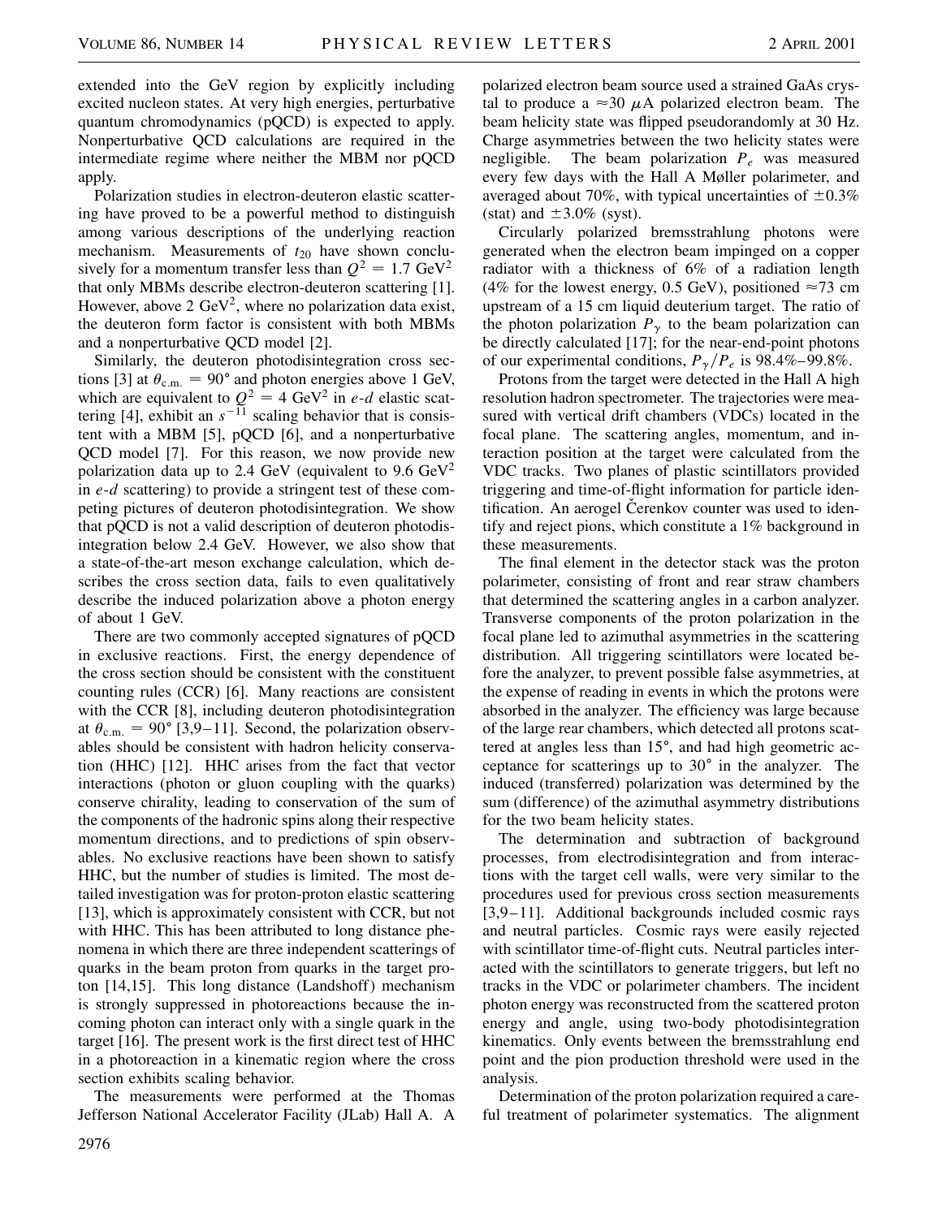extended into the GeV region by explicitly including excited nucleon states. At very high energies, perturbative quantum chromodynamics (pQCD) is expected to apply. Nonperturbative QCD calculations are required in the intermediate regime where neither the MBM nor pQCD apply.

Polarization studies in electron-deuteron elastic scattering have proved to be a powerful method to distinguish among various descriptions of the underlying reaction mechanism. Measurements of $t_{20}$ have shown conclusively for a momentum transfer less than $Q^2 = 1.7$ GeV$^2$ that only MBMs describe electron-deuteron scattering [1]. However, above 2 GeV$^2$, where no polarization data exist, the deuteron form factor is consistent with both MBMs and a nonperturbative QCD model [2].

Similarly, the deuteron photodisintegration cross sections [3] at $\theta_{\mathrm{c.m.}} = 90°$ and photon energies above 1 GeV, which are equivalent to $Q^2 = 4$ GeV$^2$ in $e$-$d$ elastic scattering [4], exhibit an $s^{-11}$ scaling behavior that is consistent with a MBM [5], pQCD [6], and a nonperturbative QCD model [7]. For this reason, we now provide new polarization data up to 2.4 GeV (equivalent to 9.6 GeV$^2$ in $e$-$d$ scattering) to provide a stringent test of these competing pictures of deuteron photodisintegration. We show that pQCD is not a valid description of deuteron photodisintegration below 2.4 GeV. However, we also show that a state-of-the-art meson exchange calculation, which describes the cross section data, fails to even qualitatively describe the induced polarization above a photon energy of about 1 GeV.

There are two commonly accepted signatures of pQCD in exclusive reactions. First, the energy dependence of the cross section should be consistent with the constituent counting rules (CCR) [6]. Many reactions are consistent with the CCR [8], including deuteron photodisintegration at $\theta_{\mathrm{c.m.}} = 90°$ [3,9–11]. Second, the polarization observables should be consistent with hadron helicity conservation (HHC) [12]. HHC arises from the fact that vector interactions (photon or gluon coupling with the quarks) conserve chirality, leading to conservation of the sum of the components of the hadronic spins along their respective momentum directions, and to predictions of spin observables. No exclusive reactions have been shown to satisfy HHC, but the number of studies is limited. The most detailed investigation was for proton-proton elastic scattering [13], which is approximately consistent with CCR, but not with HHC. This has been attributed to long distance phenomena in which there are three independent scatterings of quarks in the beam proton from quarks in the target proton [14,15]. This long distance (Landshoff) mechanism is strongly suppressed in photoreactions because the incoming photon can interact only with a single quark in the target [16]. The present work is the first direct test of HHC in a photoreaction in a kinematic region where the cross section exhibits scaling behavior.

The measurements were performed at the Thomas Jefferson National Accelerator Facility (JLab) Hall A. A polarized electron beam source used a strained GaAs crystal to produce a $\approx 30$ $\mu$A polarized electron beam. The beam helicity state was flipped pseudorandomly at 30 Hz. Charge asymmetries between the two helicity states were negligible. The beam polarization $P_e$ was measured every few days with the Hall A Møller polarimeter, and averaged about 70%, with typical uncertainties of $\pm 0.3\%$ (stat) and $\pm 3.0\%$ (syst).

Circularly polarized bremsstrahlung photons were generated when the electron beam impinged on a copper radiator with a thickness of 6% of a radiation length (4% for the lowest energy, 0.5 GeV), positioned $\approx 73$ cm upstream of a 15 cm liquid deuterium target. The ratio of the photon polarization $P_\gamma$ to the beam polarization can be directly calculated [17]; for the near-end-point photons of our experimental conditions, $P_\gamma/P_e$ is 98.4%–99.8%.

Protons from the target were detected in the Hall A high resolution hadron spectrometer. The trajectories were measured with vertical drift chambers (VDCs) located in the focal plane. The scattering angles, momentum, and interaction position at the target were calculated from the VDC tracks. Two planes of plastic scintillators provided triggering and time-of-flight information for particle identification. An aerogel Čerenkov counter was used to identify and reject pions, which constitute a 1% background in these measurements.

The final element in the detector stack was the proton polarimeter, consisting of front and rear straw chambers that determined the scattering angles in a carbon analyzer. Transverse components of the proton polarization in the focal plane led to azimuthal asymmetries in the scattering distribution. All triggering scintillators were located before the analyzer, to prevent possible false asymmetries, at the expense of reading in events in which the protons were absorbed in the analyzer. The efficiency was large because of the large rear chambers, which detected all protons scattered at angles less than 15°, and had high geometric acceptance for scatterings up to 30° in the analyzer. The induced (transferred) polarization was determined by the sum (difference) of the azimuthal asymmetry distributions for the two beam helicity states.

The determination and subtraction of background processes, from electrodisintegration and from interactions with the target cell walls, were very similar to the procedures used for previous cross section measurements [3,9–11]. Additional backgrounds included cosmic rays and neutral particles. Cosmic rays were easily rejected with scintillator time-of-flight cuts. Neutral particles interacted with the scintillators to generate triggers, but left no tracks in the VDC or polarimeter chambers. The incident photon energy was reconstructed from the scattered proton energy and angle, using two-body photodisintegration kinematics. Only events between the bremsstrahlung end point and the pion production threshold were used in the analysis.

Determination of the proton polarization required a careful treatment of polarimeter systematics. The alignment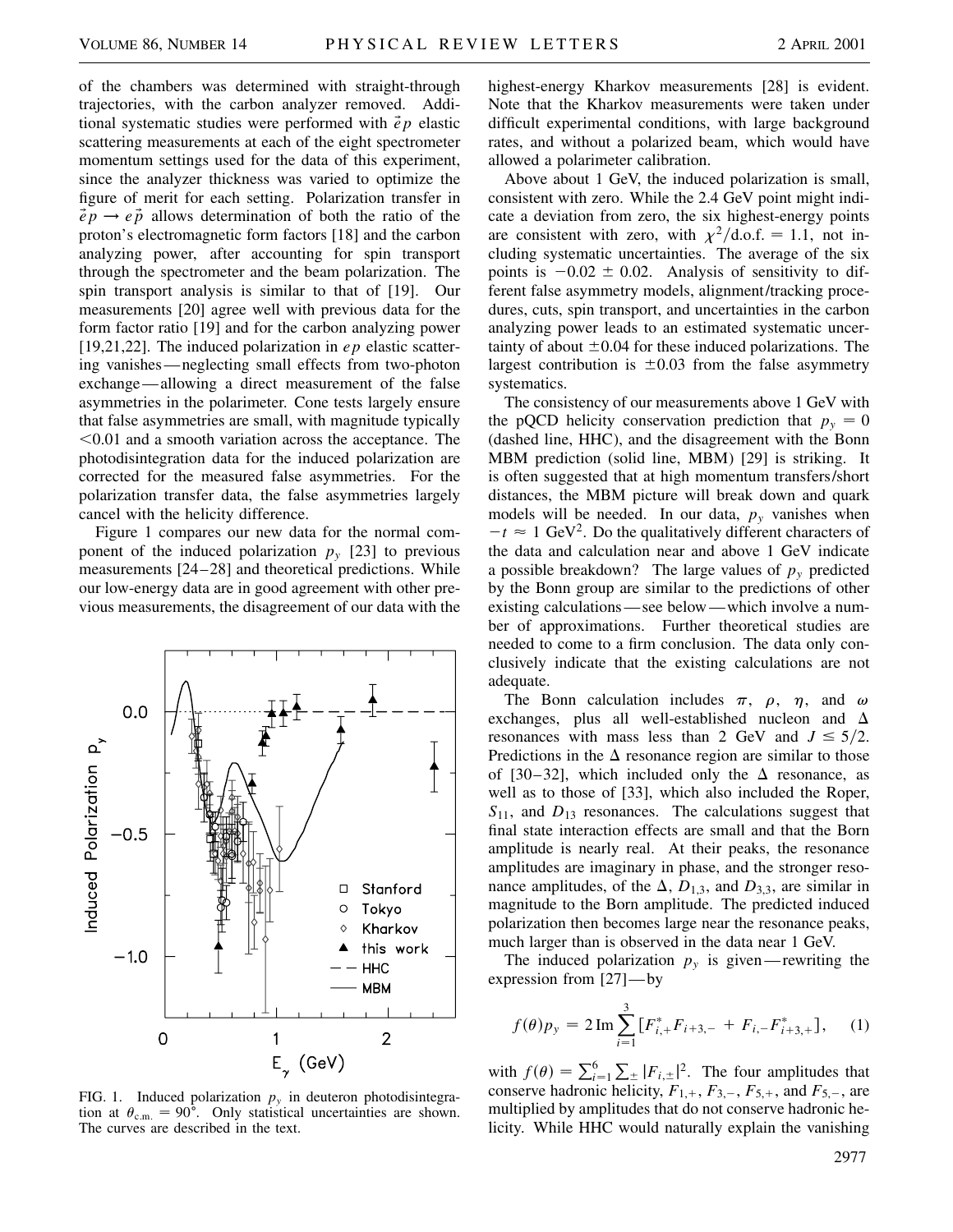of the chambers was determined with straight-through trajectories, with the carbon analyzer removed. Additional systematic studies were performed with $\vec{e}p$ elastic scattering measurements at each of the eight spectrometer momentum settings used for the data of this experiment, since the analyzer thickness was varied to optimize the figure of merit for each setting. Polarization transfer in $\vec{e}p \to e\vec{p}$ allows determination of both the ratio of the proton's electromagnetic form factors [18] and the carbon analyzing power, after accounting for spin transport through the spectrometer and the beam polarization. The spin transport analysis is similar to that of [19]. Our measurements [20] agree well with previous data for the form factor ratio [19] and for the carbon analyzing power [19,21,22]. The induced polarization in $ep$ elastic scattering vanishes—neglecting small effects from two-photon exchange—allowing a direct measurement of the false asymmetries in the polarimeter. Cone tests largely ensure that false asymmetries are small, with magnitude typically $<0.01$ and a smooth variation across the acceptance. The photodisintegration data for the induced polarization are corrected for the measured false asymmetries. For the polarization transfer data, the false asymmetries largely cancel with the helicity difference.

Figure 1 compares our new data for the normal component of the induced polarization $p_y$ [23] to previous measurements [24–28] and theoretical predictions. While our low-energy data are in good agreement with other previous measurements, the disagreement of our data with the highest-energy Kharkov measurements [28] is evident. Note that the Kharkov measurements were taken under difficult experimental conditions, with large background rates, and without a polarized beam, which would have allowed a polarimeter calibration.

FIG. 1. Induced polarization $p_y$ in deuteron photodisintegration at $\theta_{\text{c.m.}} = 90^\circ$. Only statistical uncertainties are shown. The curves are described in the text.

Above about 1 GeV, the induced polarization is small, consistent with zero. While the 2.4 GeV point might indicate a deviation from zero, the six highest-energy points are consistent with zero, with $\chi^2/\text{d.o.f.} = 1.1$, not including systematic uncertainties. The average of the six points is $-0.02 \pm 0.02$. Analysis of sensitivity to different false asymmetry models, alignment/tracking procedures, cuts, spin transport, and uncertainties in the carbon analyzing power leads to an estimated systematic uncertainty of about $\pm 0.04$ for these induced polarizations. The largest contribution is $\pm 0.03$ from the false asymmetry systematics.

The consistency of our measurements above 1 GeV with the pQCD helicity conservation prediction that $p_y = 0$ (dashed line, HHC), and the disagreement with the Bonn MBM prediction (solid line, MBM) [29] is striking. It is often suggested that at high momentum transfers/short distances, the MBM picture will break down and quark models will be needed. In our data, $p_y$ vanishes when $-t \approx 1$ GeV$^2$. Do the qualitatively different characters of the data and calculation near and above 1 GeV indicate a possible breakdown? The large values of $p_y$ predicted by the Bonn group are similar to the predictions of other existing calculations—see below—which involve a number of approximations. Further theoretical studies are needed to come to a firm conclusion. The data only conclusively indicate that the existing calculations are not adequate.

The Bonn calculation includes $\pi$, $\rho$, $\eta$, and $\omega$ exchanges, plus all well-established nucleon and $\Delta$ resonances with mass less than 2 GeV and $J \le 5/2$. Predictions in the $\Delta$ resonance region are similar to those of [30–32], which included only the $\Delta$ resonance, as well as to those of [33], which also included the Roper, $S_{11}$, and $D_{13}$ resonances. The calculations suggest that final state interaction effects are small and that the Born amplitude is nearly real. At their peaks, the resonance amplitudes are imaginary in phase, and the stronger resonance amplitudes, of the $\Delta$, $D_{1,3}$, and $D_{3,3}$, are similar in magnitude to the Born amplitude. The predicted induced polarization then becomes large near the resonance peaks, much larger than is observed in the data near 1 GeV.

The induced polarization $p_y$ is given—rewriting the expression from [27]—by

$$f(\theta)p_y = 2\,\text{Im}\sum_{i=1}^{3}[F_{i,+}^{*}F_{i+3,-} + F_{i,-}F_{i+3,+}^{*}], \quad (1)$$

with $f(\theta) = \sum_{i=1}^{6}\sum_{\pm}|F_{i,\pm}|^2$. The four amplitudes that conserve hadronic helicity, $F_{1,+}$, $F_{3,-}$, $F_{5,+}$, and $F_{5,-}$, are multiplied by amplitudes that do not conserve hadronic helicity. While HHC would naturally explain the vanishing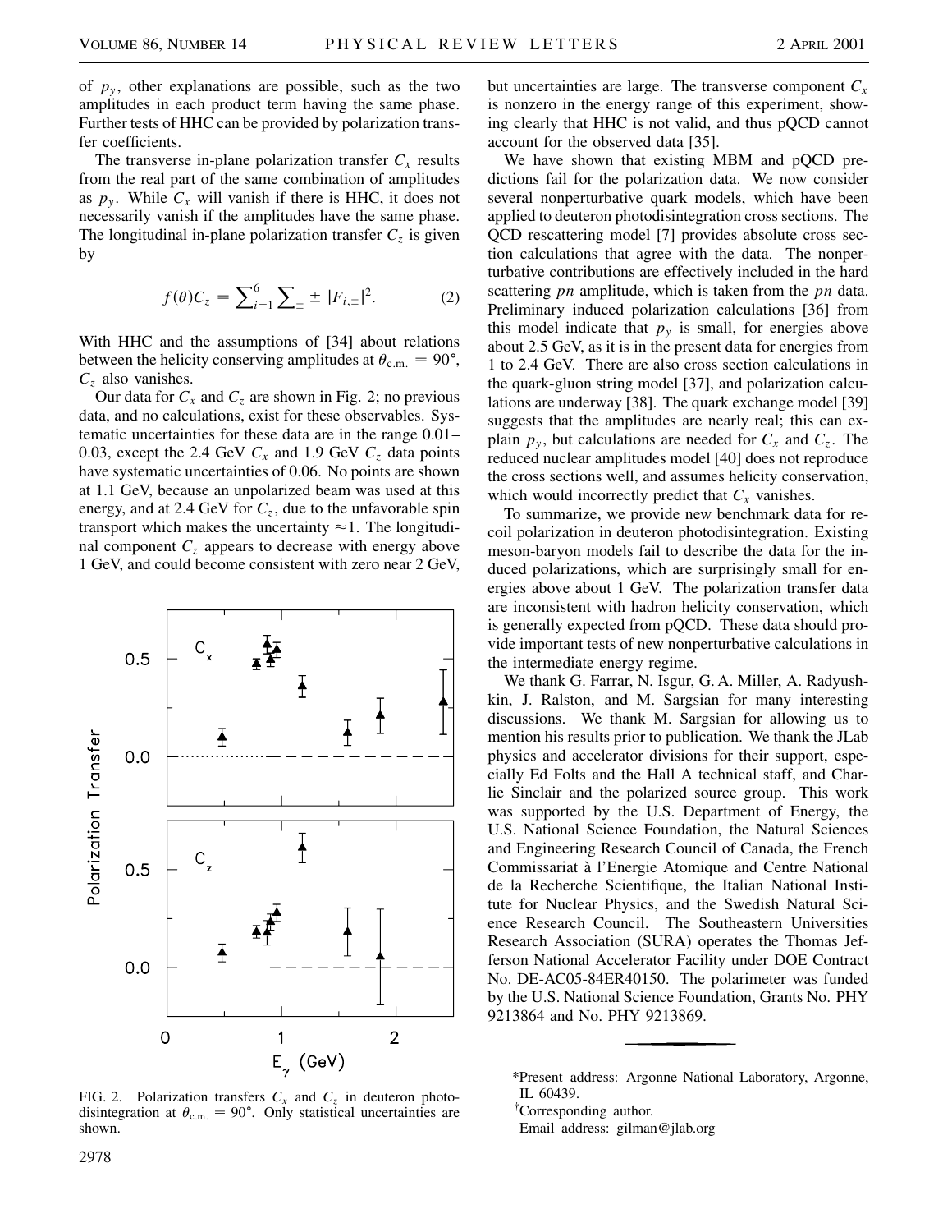of $p_y$, other explanations are possible, such as the two amplitudes in each product term having the same phase. Further tests of HHC can be provided by polarization transfer coefficients.

The transverse in-plane polarization transfer $C_x$ results from the real part of the same combination of amplitudes as $p_y$. While $C_x$ will vanish if there is HHC, it does not necessarily vanish if the amplitudes have the same phase. The longitudinal in-plane polarization transfer $C_z$ is given by

$$f(\theta)C_z = \sum_{i=1}^{6} \sum_{\pm} \pm |F_{i,\pm}|^2. \tag{2}$$

With HHC and the assumptions of [34] about relations between the helicity conserving amplitudes at $\theta_{\mathrm{c.m.}} = 90°$, $C_z$ also vanishes.

Our data for $C_x$ and $C_z$ are shown in Fig. 2; no previous data, and no calculations, exist for these observables. Systematic uncertainties for these data are in the range 0.01–0.03, except the 2.4 GeV $C_x$ and 1.9 GeV $C_z$ data points have systematic uncertainties of 0.06. No points are shown at 1.1 GeV, because an unpolarized beam was used at this energy, and at 2.4 GeV for $C_z$, due to the unfavorable spin transport which makes the uncertainty $\approx 1$. The longitudinal component $C_z$ appears to decrease with energy above 1 GeV, and could become consistent with zero near 2 GeV,

FIG. 2. Polarization transfers $C_x$ and $C_z$ in deuteron photodisintegration at $\theta_{\mathrm{c.m.}} = 90°$. Only statistical uncertainties are shown.

but uncertainties are large. The transverse component $C_x$ is nonzero in the energy range of this experiment, showing clearly that HHC is not valid, and thus pQCD cannot account for the observed data [35].

We have shown that existing MBM and pQCD predictions fail for the polarization data. We now consider several nonperturbative quark models, which have been applied to deuteron photodisintegration cross sections. The QCD rescattering model [7] provides absolute cross section calculations that agree with the data. The nonperturbative contributions are effectively included in the hard scattering *pn* amplitude, which is taken from the *pn* data. Preliminary induced polarization calculations [36] from this model indicate that $p_y$ is small, for energies above about 2.5 GeV, as it is in the present data for energies from 1 to 2.4 GeV. There are also cross section calculations in the quark-gluon string model [37], and polarization calculations are underway [38]. The quark exchange model [39] suggests that the amplitudes are nearly real; this can explain $p_y$, but calculations are needed for $C_x$ and $C_z$. The reduced nuclear amplitudes model [40] does not reproduce the cross sections well, and assumes helicity conservation, which would incorrectly predict that $C_x$ vanishes.

To summarize, we provide new benchmark data for recoil polarization in deuteron photodisintegration. Existing meson-baryon models fail to describe the data for the induced polarizations, which are surprisingly small for energies above about 1 GeV. The polarization transfer data are inconsistent with hadron helicity conservation, which is generally expected from pQCD. These data should provide important tests of new nonperturbative calculations in the intermediate energy regime.

We thank G. Farrar, N. Isgur, G. A. Miller, A. Radyushkin, J. Ralston, and M. Sargsian for many interesting discussions. We thank M. Sargsian for allowing us to mention his results prior to publication. We thank the JLab physics and accelerator divisions for their support, especially Ed Folts and the Hall A technical staff, and Charlie Sinclair and the polarized source group. This work was supported by the U.S. Department of Energy, the U.S. National Science Foundation, the Natural Sciences and Engineering Research Council of Canada, the French Commissariat à l'Energie Atomique and Centre National de la Recherche Scientifique, the Italian National Institute for Nuclear Physics, and the Swedish Natural Science Research Council. The Southeastern Universities Research Association (SURA) operates the Thomas Jefferson National Accelerator Facility under DOE Contract No. DE-AC05-84ER40150. The polarimeter was funded by the U.S. National Science Foundation, Grants No. PHY 9213864 and No. PHY 9213869.

---

*Present address: Argonne National Laboratory, Argonne, IL 60439.

†Corresponding author.
Email address: gilman@jlab.org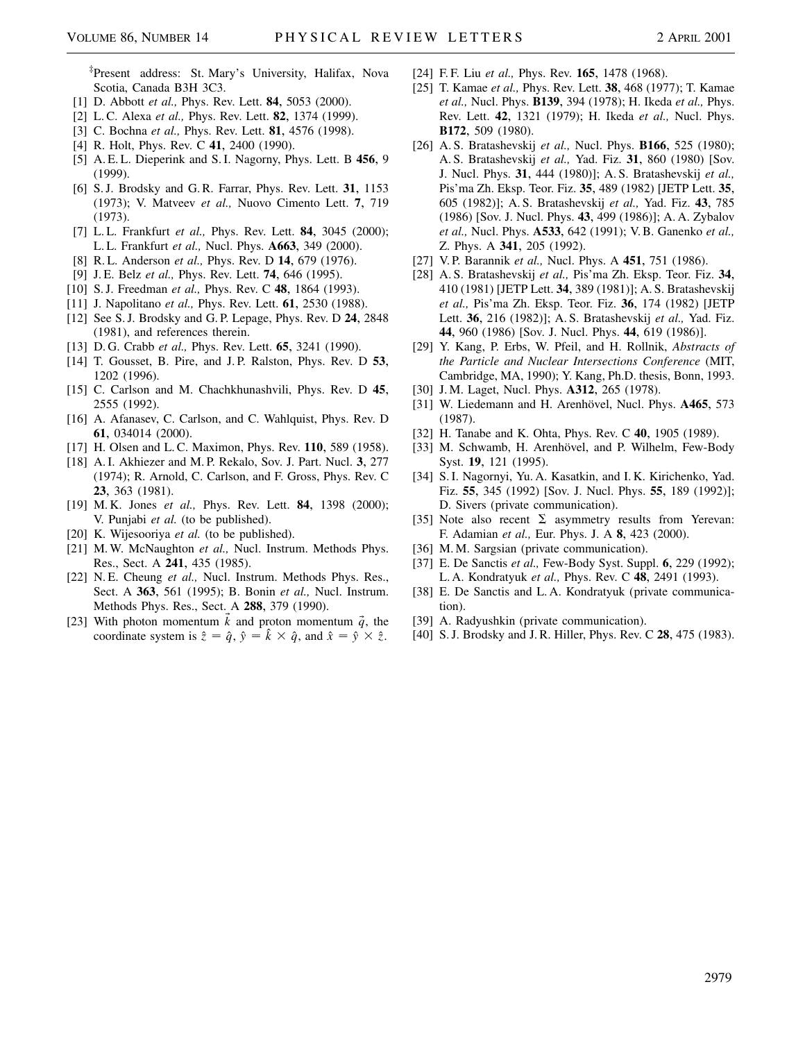[‡]Present address: St. Mary's University, Halifax, Nova Scotia, Canada B3H 3C3.

[1] D. Abbott *et al.,* Phys. Rev. Lett. **84**, 5053 (2000).

[2] L. C. Alexa *et al.,* Phys. Rev. Lett. **82**, 1374 (1999).

[3] C. Bochna *et al.,* Phys. Rev. Lett. **81**, 4576 (1998).

[4] R. Holt, Phys. Rev. C **41**, 2400 (1990).

[5] A. E. L. Dieperink and S. I. Nagorny, Phys. Lett. B **456**, 9 (1999).

[6] S. J. Brodsky and G. R. Farrar, Phys. Rev. Lett. **31**, 1153 (1973); V. Matveev *et al.,* Nuovo Cimento Lett. **7**, 719 (1973).

[7] L. L. Frankfurt *et al.,* Phys. Rev. Lett. **84**, 3045 (2000); L. L. Frankfurt *et al.,* Nucl. Phys. **A663**, 349 (2000).

[8] R. L. Anderson *et al.,* Phys. Rev. D **14**, 679 (1976).

[9] J. E. Belz *et al.,* Phys. Rev. Lett. **74**, 646 (1995).

[10] S. J. Freedman *et al.,* Phys. Rev. C **48**, 1864 (1993).

[11] J. Napolitano *et al.,* Phys. Rev. Lett. **61**, 2530 (1988).

[12] See S. J. Brodsky and G. P. Lepage, Phys. Rev. D **24**, 2848 (1981), and references therein.

[13] D. G. Crabb *et al.,* Phys. Rev. Lett. **65**, 3241 (1990).

[14] T. Gousset, B. Pire, and J. P. Ralston, Phys. Rev. D **53**, 1202 (1996).

[15] C. Carlson and M. Chachkhunashvili, Phys. Rev. D **45**, 2555 (1992).

[16] A. Afanasev, C. Carlson, and C. Wahlquist, Phys. Rev. D **61**, 034014 (2000).

[17] H. Olsen and L. C. Maximon, Phys. Rev. **110**, 589 (1958).

[18] A. I. Akhiezer and M. P. Rekalo, Sov. J. Part. Nucl. **3**, 277 (1974); R. Arnold, C. Carlson, and F. Gross, Phys. Rev. C **23**, 363 (1981).

[19] M. K. Jones *et al.,* Phys. Rev. Lett. **84**, 1398 (2000); V. Punjabi *et al.* (to be published).

[20] K. Wijesooriya *et al.* (to be published).

[21] M. W. McNaughton *et al.,* Nucl. Instrum. Methods Phys. Res., Sect. A **241**, 435 (1985).

[22] N. E. Cheung *et al.,* Nucl. Instrum. Methods Phys. Res., Sect. A **363**, 561 (1995); B. Bonin *et al.,* Nucl. Instrum. Methods Phys. Res., Sect. A **288**, 379 (1990).

[23] With photon momentum $\vec{k}$ and proton momentum $\vec{q}$, the coordinate system is $\hat{z} = \hat{q}$, $\hat{y} = \hat{k} \times \hat{q}$, and $\hat{x} = \hat{y} \times \hat{z}$.

[24] F. F. Liu *et al.,* Phys. Rev. **165**, 1478 (1968).

[25] T. Kamae *et al.,* Phys. Rev. Lett. **38**, 468 (1977); T. Kamae *et al.,* Nucl. Phys. **B139**, 394 (1978); H. Ikeda *et al.,* Phys. Rev. Lett. **42**, 1321 (1979); H. Ikeda *et al.,* Nucl. Phys. **B172**, 509 (1980).

[26] A. S. Bratashevskij *et al.,* Nucl. Phys. **B166**, 525 (1980); A. S. Bratashevskij *et al.,* Yad. Fiz. **31**, 860 (1980) [Sov. J. Nucl. Phys. **31**, 444 (1980)]; A. S. Bratashevskij *et al.,* Pis'ma Zh. Eksp. Teor. Fiz. **35**, 489 (1982) [JETP Lett. **35**, 605 (1982)]; A. S. Bratashevskij *et al.,* Yad. Fiz. **43**, 785 (1986) [Sov. J. Nucl. Phys. **43**, 499 (1986)]; A. A. Zybalov *et al.,* Nucl. Phys. **A533**, 642 (1991); V. B. Ganenko *et al.,* Z. Phys. A **341**, 205 (1992).

[27] V. P. Barannik *et al.,* Nucl. Phys. A **451**, 751 (1986).

[28] A. S. Bratashevskij *et al.,* Pis'ma Zh. Eksp. Teor. Fiz. **34**, 410 (1981) [JETP Lett. **34**, 389 (1981)]; A. S. Bratashevskij *et al.,* Pis'ma Zh. Eksp. Teor. Fiz. **36**, 174 (1982) [JETP Lett. **36**, 216 (1982)]; A. S. Bratashevskij *et al.,* Yad. Fiz. **44**, 960 (1986) [Sov. J. Nucl. Phys. **44**, 619 (1986)].

[29] Y. Kang, P. Erbs, W. Pfeil, and H. Rollnik, *Abstracts of the Particle and Nuclear Intersections Conference* (MIT, Cambridge, MA, 1990); Y. Kang, Ph.D. thesis, Bonn, 1993.

[30] J. M. Laget, Nucl. Phys. **A312**, 265 (1978).

[31] W. Liedemann and H. Arenhövel, Nucl. Phys. **A465**, 573 (1987).

[32] H. Tanabe and K. Ohta, Phys. Rev. C **40**, 1905 (1989).

[33] M. Schwamb, H. Arenhövel, and P. Wilhelm, Few-Body Syst. **19**, 121 (1995).

[34] S. I. Nagornyi, Yu. A. Kasatkin, and I. K. Kirichenko, Yad. Fiz. **55**, 345 (1992) [Sov. J. Nucl. Phys. **55**, 189 (1992)]; D. Sivers (private communication).

[35] Note also recent $\Sigma$ asymmetry results from Yerevan: F. Adamian *et al.,* Eur. Phys. J. A **8**, 423 (2000).

[36] M. M. Sargsian (private communication).

[37] E. De Sanctis *et al.,* Few-Body Syst. Suppl. **6**, 229 (1992); L. A. Kondratyuk *et al.,* Phys. Rev. C **48**, 2491 (1993).

[38] E. De Sanctis and L. A. Kondratyuk (private communication).

[39] A. Radyushkin (private communication).

[40] S. J. Brodsky and J. R. Hiller, Phys. Rev. C **28**, 475 (1983).